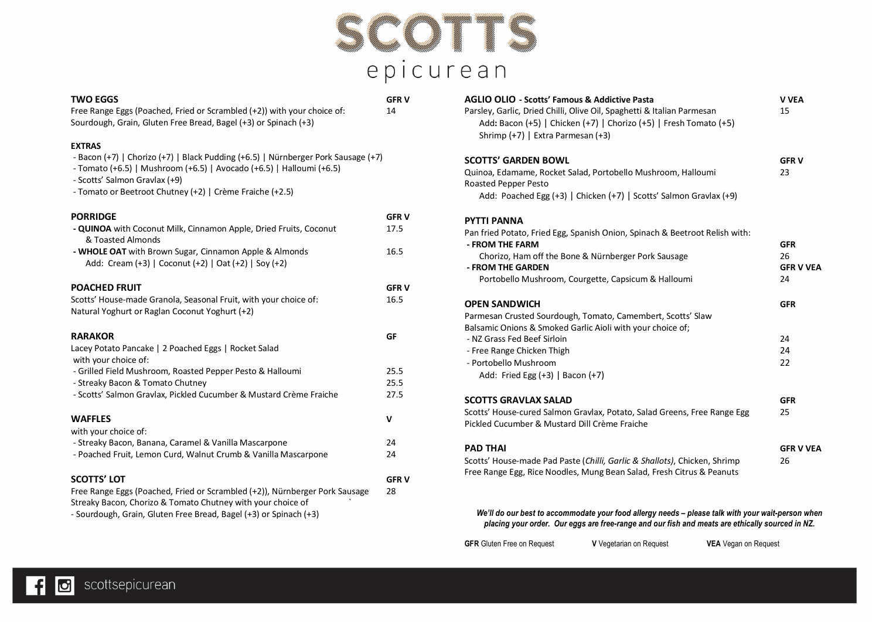# SCOTTS

## epicurean

### TWO EGGS — GFR V — 14

Free Range Eggs (Poached, Fried or Scrambled (+2)) with your choice of:
Sourdough, Grain, Gluten Free Bread, Bagel (+3) or Spinach (+3)

### EXTRAS

- Bacon (+7) | Chorizo (+7) | Black Pudding (+6.5) | Nürnberger Pork Sausage (+7)
- Tomato (+6.5) | Mushroom (+6.5) | Avocado (+6.5) | Halloumi (+6.5)
- Scotts' Salmon Gravlax (+9)
- Tomato or Beetroot Chutney (+2) | Crème Fraiche (+2.5)

### PORRIDGE — GFR V

- **QUINOA** with Coconut Milk, Cinnamon Apple, Dried Fruits, Coconut & Toasted Almonds — 17.5
- **WHOLE OAT** with Brown Sugar, Cinnamon Apple & Almonds — 16.5
  Add: Cream (+3) | Coconut (+2) | Oat (+2) | Soy (+2)

### POACHED FRUIT — GFR V — 16.5

Scotts' House-made Granola, Seasonal Fruit, with your choice of:
Natural Yoghurt or Raglan Coconut Yoghurt (+2)

### RARAKOR — GF

Lacey Potato Pancake | 2 Poached Eggs | Rocket Salad
with your choice of:

- Grilled Field Mushroom, Roasted Pepper Pesto & Halloumi — 25.5
- Streaky Bacon & Tomato Chutney — 25.5
- Scotts' Salmon Gravlax, Pickled Cucumber & Mustard Crème Fraiche — 27.5

### WAFFLES — V

with your choice of:

- Streaky Bacon, Banana, Caramel & Vanilla Mascarpone — 24
- Poached Fruit, Lemon Curd, Walnut Crumb & Vanilla Mascarpone — 24

### SCOTTS' LOT — GFR V — 28

Free Range Eggs (Poached, Fried or Scrambled (+2)), Nürnberger Pork Sausage
Streaky Bacon, Chorizo & Tomato Chutney with your choice of
- Sourdough, Grain, Gluten Free Bread, Bagel (+3) or Spinach (+3)

### AGLIO OLIO - Scotts' Famous & Addictive Pasta — V VEA — 15

Parsley, Garlic, Dried Chilli, Olive Oil, Spaghetti & Italian Parmesan
Add: Bacon (+5) | Chicken (+7) | Chorizo (+5) | Fresh Tomato (+5)
Shrimp (+7) | Extra Parmesan (+3)

### SCOTTS' GARDEN BOWL — GFR V — 23

Quinoa, Edamame, Rocket Salad, Portobello Mushroom, Halloumi
Roasted Pepper Pesto
Add: Poached Egg (+3) | Chicken (+7) | Scotts' Salmon Gravlax (+9)

### PYTTI PANNA

Pan fried Potato, Fried Egg, Spanish Onion, Spinach & Beetroot Relish with:

- **FROM THE FARM** — GFR — 26
  Chorizo, Ham off the Bone & Nürnberger Pork Sausage
- **FROM THE GARDEN** — GFR V VEA — 24
  Portobello Mushroom, Courgette, Capsicum & Halloumi

### OPEN SANDWICH — GFR

Parmesan Crusted Sourdough, Tomato, Camembert, Scotts' Slaw
Balsamic Onions & Smoked Garlic Aioli with your choice of;

- NZ Grass Fed Beef Sirloin — 24
- Free Range Chicken Thigh — 24
- Portobello Mushroom — 22
  Add: Fried Egg (+3) | Bacon (+7)

### SCOTTS GRAVLAX SALAD — GFR — 25

Scotts' House-cured Salmon Gravlax, Potato, Salad Greens, Free Range Egg
Pickled Cucumber & Mustard Dill Crème Fraiche

### PAD THAI — GFR V VEA — 26

Scotts' House-made Pad Paste (*Chilli, Garlic & Shallots)*, Chicken, Shrimp
Free Range Egg, Rice Noodles, Mung Bean Salad, Fresh Citrus & Peanuts

***We'll do our best to accommodate your food allergy needs – please talk with your wait-person when placing your order. Our eggs are free-range and our fish and meats are ethically sourced in NZ.***

**GFR** Gluten Free on Request **V** Vegetarian on Request **VEA** Vegan on Request

scottsepicurean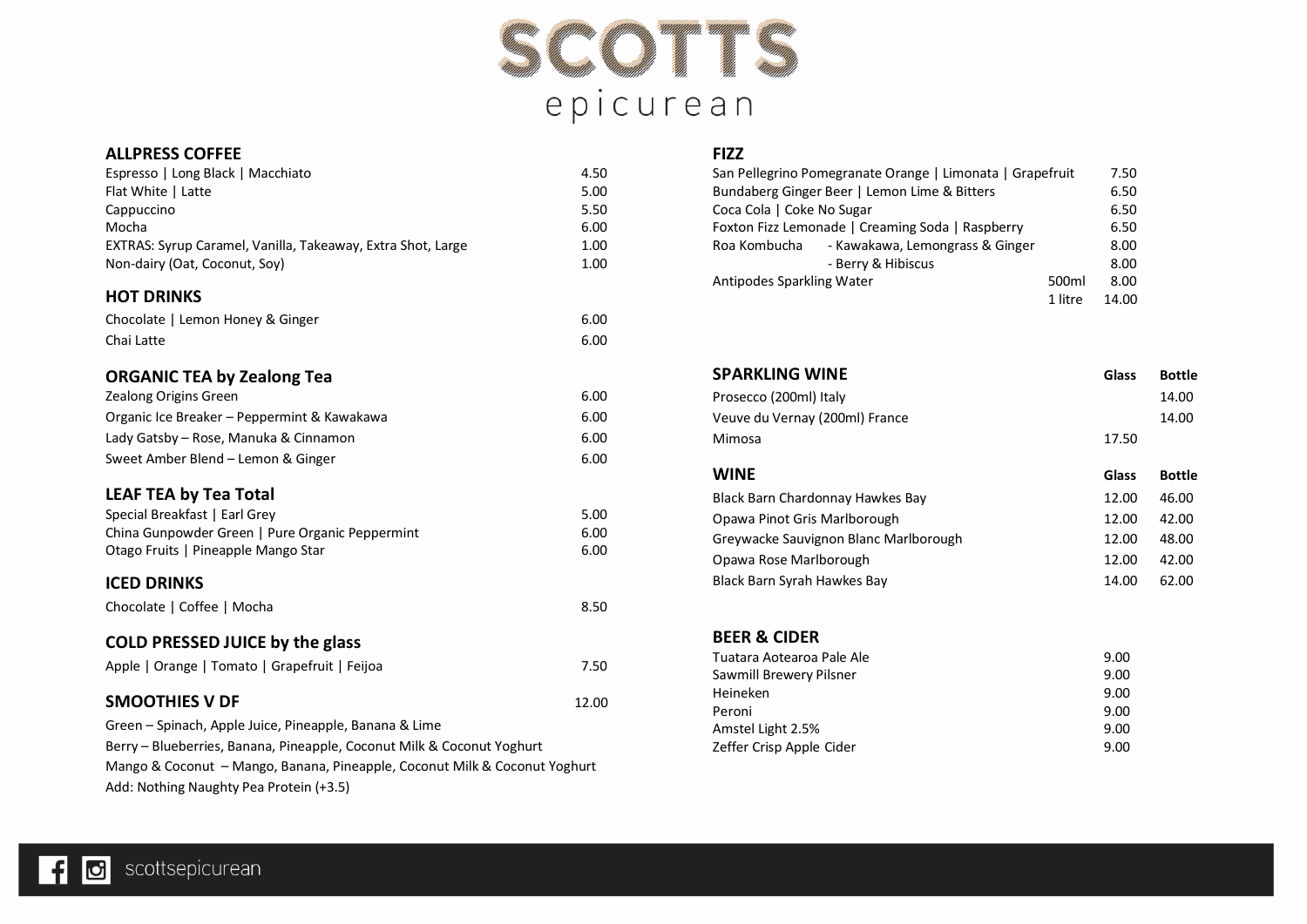# SCOTTS epicurean

## ALLPRESS COFFEE

| | |
|---|---|
| Espresso \| Long Black \| Macchiato | 4.50 |
| Flat White \| Latte | 5.00 |
| Cappuccino | 5.50 |
| Mocha | 6.00 |
| EXTRAS: Syrup Caramel, Vanilla, Takeaway, Extra Shot, Large | 1.00 |
| Non-dairy (Oat, Coconut, Soy) | 1.00 |

## HOT DRINKS

| | |
|---|---|
| Chocolate \| Lemon Honey & Ginger | 6.00 |
| Chai Latte | 6.00 |

## ORGANIC TEA by Zealong Tea

| | |
|---|---|
| Zealong Origins Green | 6.00 |
| Organic Ice Breaker – Peppermint & Kawakawa | 6.00 |
| Lady Gatsby – Rose, Manuka & Cinnamon | 6.00 |
| Sweet Amber Blend – Lemon & Ginger | 6.00 |

## LEAF TEA by Tea Total

| | |
|---|---|
| Special Breakfast \| Earl Grey | 5.00 |
| China Gunpowder Green \| Pure Organic Peppermint | 6.00 |
| Otago Fruits \| Pineapple Mango Star | 6.00 |

## ICED DRINKS

| | |
|---|---|
| Chocolate \| Coffee \| Mocha | 8.50 |

## COLD PRESSED JUICE by the glass

| | |
|---|---|
| Apple \| Orange \| Tomato \| Grapefruit \| Feijoa | 7.50 |

## SMOOTHIES V DF — 12.00

Green – Spinach, Apple Juice, Pineapple, Banana & Lime

Berry – Blueberries, Banana, Pineapple, Coconut Milk & Coconut Yoghurt

Mango & Coconut – Mango, Banana, Pineapple, Coconut Milk & Coconut Yoghurt

Add: Nothing Naughty Pea Protein (+3.5)

## FIZZ

| | | |
|---|---|---|
| San Pellegrino Pomegranate Orange \| Limonata \| Grapefruit | | 7.50 |
| Bundaberg Ginger Beer \| Lemon Lime & Bitters | | 6.50 |
| Coca Cola \| Coke No Sugar | | 6.50 |
| Foxton Fizz Lemonade \| Creaming Soda \| Raspberry | | 6.50 |
| Roa Kombucha - Kawakawa, Lemongrass & Ginger | | 8.00 |
| Roa Kombucha - Berry & Hibiscus | | 8.00 |
| Antipodes Sparkling Water | 500ml | 8.00 |
| | 1 litre | 14.00 |

## SPARKLING WINE

| | Glass | Bottle |
|---|---|---|
| Prosecco (200ml) Italy | | 14.00 |
| Veuve du Vernay (200ml) France | | 14.00 |
| Mimosa | 17.50 | |

## WINE

| | Glass | Bottle |
|---|---|---|
| Black Barn Chardonnay Hawkes Bay | 12.00 | 46.00 |
| Opawa Pinot Gris Marlborough | 12.00 | 42.00 |
| Greywacke Sauvignon Blanc Marlborough | 12.00 | 48.00 |
| Opawa Rose Marlborough | 12.00 | 42.00 |
| Black Barn Syrah Hawkes Bay | 14.00 | 62.00 |

## BEER & CIDER

| | |
|---|---|
| Tuatara Aotearoa Pale Ale | 9.00 |
| Sawmill Brewery Pilsner | 9.00 |
| Heineken | 9.00 |
| Peroni | 9.00 |
| Amstel Light 2.5% | 9.00 |
| Zeffer Crisp Apple Cider | 9.00 |

scottsepicurean